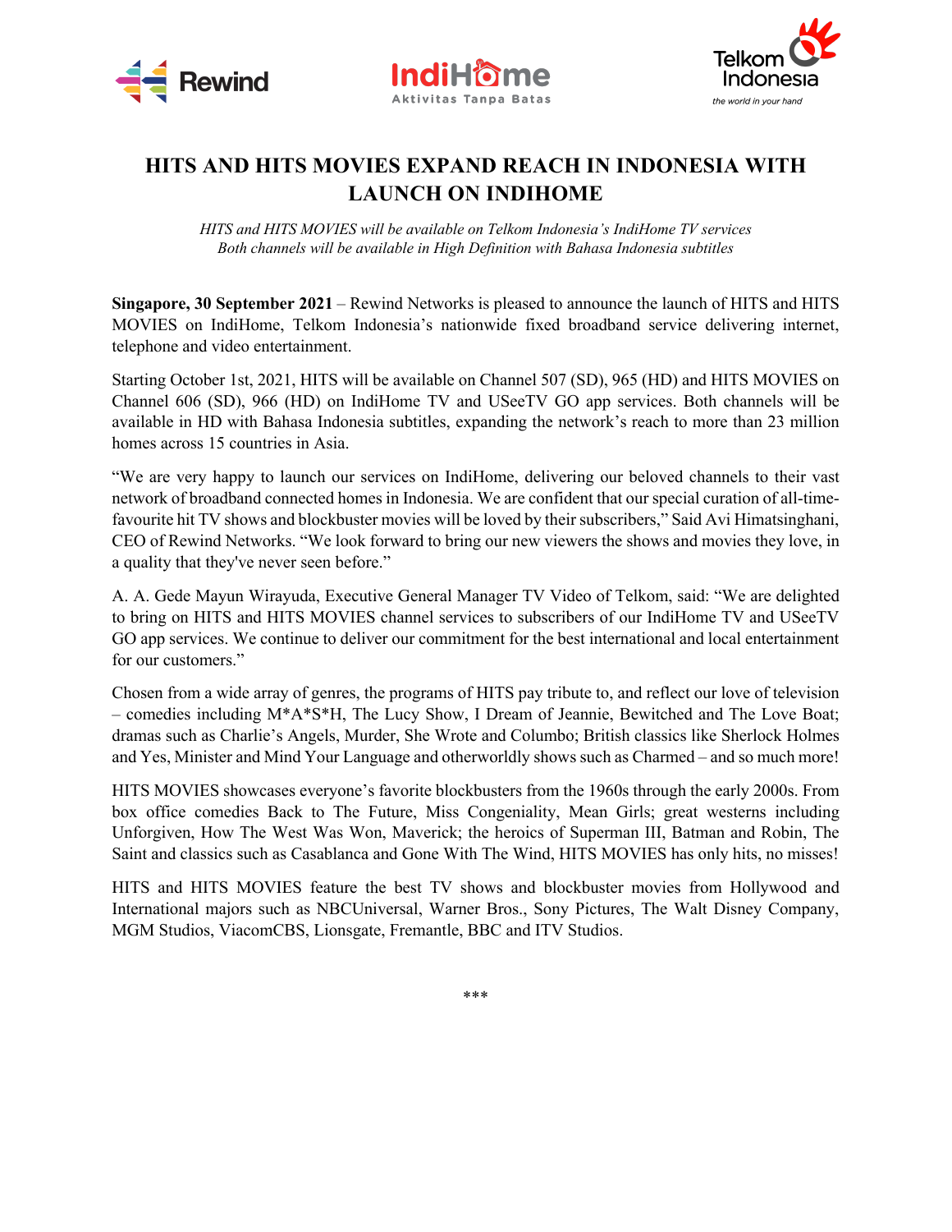# HITS AND HITS MOVIES EXPAND REACH IN INDONESIA WITH LAUNCH ON INDIHOME

*HITS and HITS MOVIES will be available on Telkom Indonesia's IndiHome TV services*
*Both channels will be available in High Definition with Bahasa Indonesia subtitles*

**Singapore, 30 September 2021** – Rewind Networks is pleased to announce the launch of HITS and HITS MOVIES on IndiHome, Telkom Indonesia's nationwide fixed broadband service delivering internet, telephone and video entertainment.

Starting October 1st, 2021, HITS will be available on Channel 507 (SD), 965 (HD) and HITS MOVIES on Channel 606 (SD), 966 (HD) on IndiHome TV and USeeTV GO app services. Both channels will be available in HD with Bahasa Indonesia subtitles, expanding the network's reach to more than 23 million homes across 15 countries in Asia.

"We are very happy to launch our services on IndiHome, delivering our beloved channels to their vast network of broadband connected homes in Indonesia. We are confident that our special curation of all-time-favourite hit TV shows and blockbuster movies will be loved by their subscribers," Said Avi Himatsinghani, CEO of Rewind Networks. "We look forward to bring our new viewers the shows and movies they love, in a quality that they've never seen before."

A. A. Gede Mayun Wirayuda, Executive General Manager TV Video of Telkom, said: "We are delighted to bring on HITS and HITS MOVIES channel services to subscribers of our IndiHome TV and USeeTV GO app services. We continue to deliver our commitment for the best international and local entertainment for our customers."

Chosen from a wide array of genres, the programs of HITS pay tribute to, and reflect our love of television – comedies including M*A*S*H, The Lucy Show, I Dream of Jeannie, Bewitched and The Love Boat; dramas such as Charlie's Angels, Murder, She Wrote and Columbo; British classics like Sherlock Holmes and Yes, Minister and Mind Your Language and otherworldly shows such as Charmed – and so much more!

HITS MOVIES showcases everyone's favorite blockbusters from the 1960s through the early 2000s. From box office comedies Back to The Future, Miss Congeniality, Mean Girls; great westerns including Unforgiven, How The West Was Won, Maverick; the heroics of Superman III, Batman and Robin, The Saint and classics such as Casablanca and Gone With The Wind, HITS MOVIES has only hits, no misses!

HITS and HITS MOVIES feature the best TV shows and blockbuster movies from Hollywood and International majors such as NBCUniversal, Warner Bros., Sony Pictures, The Walt Disney Company, MGM Studios, ViacomCBS, Lionsgate, Fremantle, BBC and ITV Studios.

***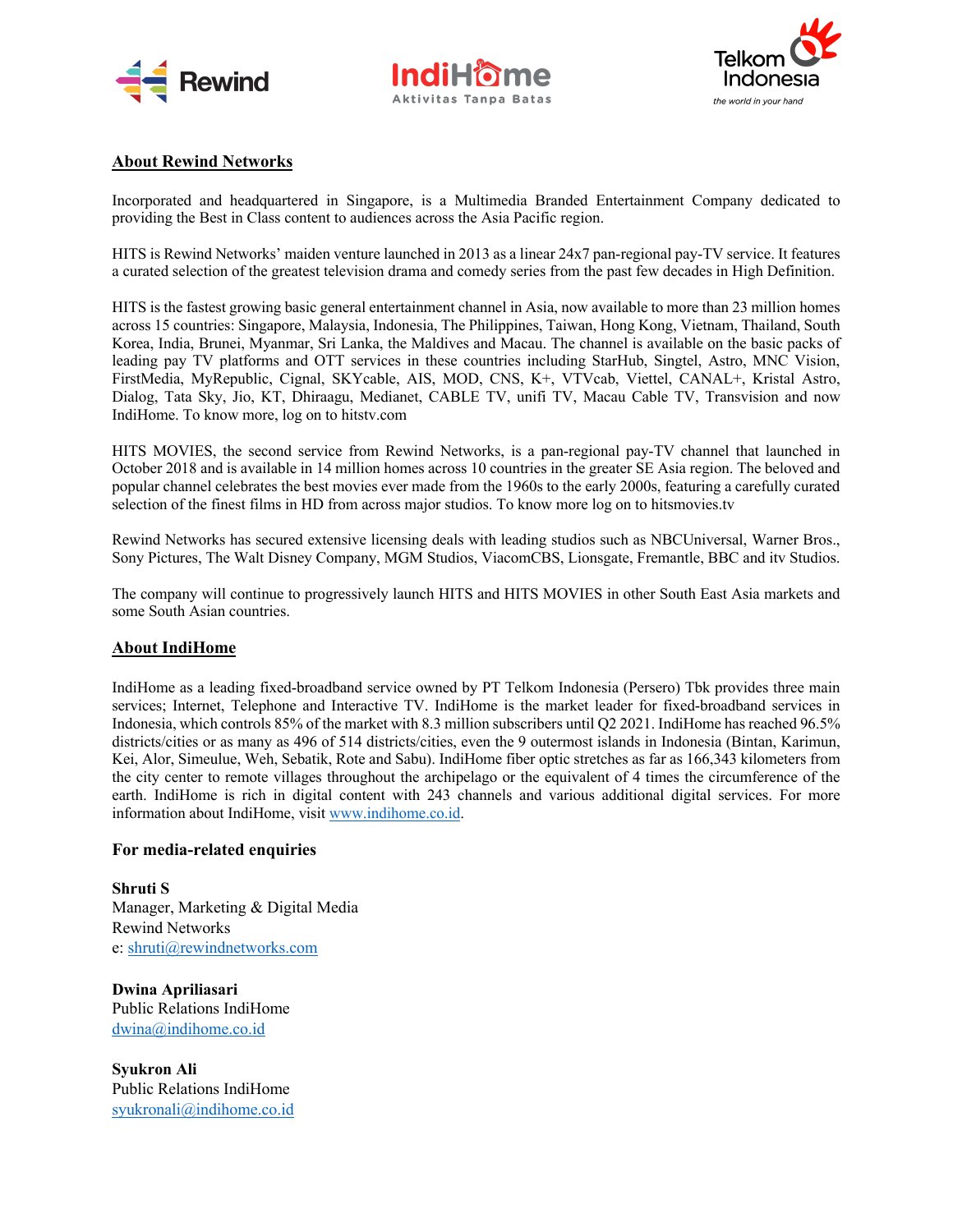## About Rewind Networks

Incorporated and headquartered in Singapore, is a Multimedia Branded Entertainment Company dedicated to providing the Best in Class content to audiences across the Asia Pacific region.

HITS is Rewind Networks' maiden venture launched in 2013 as a linear 24x7 pan-regional pay-TV service. It features a curated selection of the greatest television drama and comedy series from the past few decades in High Definition.

HITS is the fastest growing basic general entertainment channel in Asia, now available to more than 23 million homes across 15 countries: Singapore, Malaysia, Indonesia, The Philippines, Taiwan, Hong Kong, Vietnam, Thailand, South Korea, India, Brunei, Myanmar, Sri Lanka, the Maldives and Macau. The channel is available on the basic packs of leading pay TV platforms and OTT services in these countries including StarHub, Singtel, Astro, MNC Vision, FirstMedia, MyRepublic, Cignal, SKYcable, AIS, MOD, CNS, K+, VTVcab, Viettel, CANAL+, Kristal Astro, Dialog, Tata Sky, Jio, KT, Dhiraagu, Medianet, CABLE TV, unifi TV, Macau Cable TV, Transvision and now IndiHome. To know more, log on to hitstv.com

HITS MOVIES, the second service from Rewind Networks, is a pan-regional pay-TV channel that launched in October 2018 and is available in 14 million homes across 10 countries in the greater SE Asia region. The beloved and popular channel celebrates the best movies ever made from the 1960s to the early 2000s, featuring a carefully curated selection of the finest films in HD from across major studios. To know more log on to hitsmovies.tv

Rewind Networks has secured extensive licensing deals with leading studios such as NBCUniversal, Warner Bros., Sony Pictures, The Walt Disney Company, MGM Studios, ViacomCBS, Lionsgate, Fremantle, BBC and itv Studios.

The company will continue to progressively launch HITS and HITS MOVIES in other South East Asia markets and some South Asian countries.

## About IndiHome

IndiHome as a leading fixed-broadband service owned by PT Telkom Indonesia (Persero) Tbk provides three main services; Internet, Telephone and Interactive TV. IndiHome is the market leader for fixed-broadband services in Indonesia, which controls 85% of the market with 8.3 million subscribers until Q2 2021. IndiHome has reached 96.5% districts/cities or as many as 496 of 514 districts/cities, even the 9 outermost islands in Indonesia (Bintan, Karimun, Kei, Alor, Simeulue, Weh, Sebatik, Rote and Sabu). IndiHome fiber optic stretches as far as 166,343 kilometers from the city center to remote villages throughout the archipelago or the equivalent of 4 times the circumference of the earth. IndiHome is rich in digital content with 243 channels and various additional digital services. For more information about IndiHome, visit www.indihome.co.id.

### For media-related enquiries

**Shruti S**
Manager, Marketing & Digital Media
Rewind Networks
e: shruti@rewindnetworks.com

**Dwina Apriliasari**
Public Relations IndiHome
dwina@indihome.co.id

**Syukron Ali**
Public Relations IndiHome
syukronali@indihome.co.id